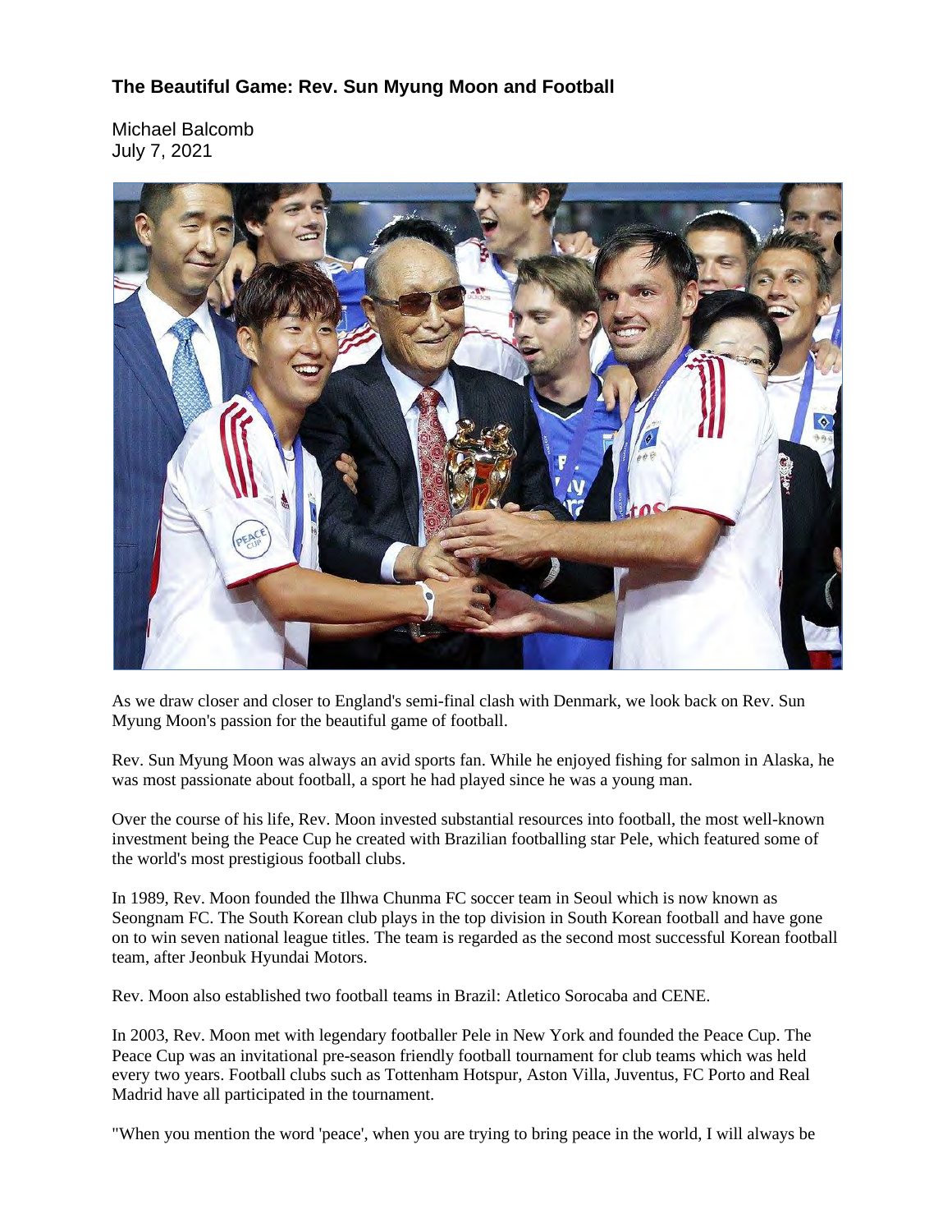## The Beautiful Game: Rev. Sun Myung Moon and Football

Michael Balcomb
July 7, 2021

As we draw closer and closer to England's semi-final clash with Denmark, we look back on Rev. Sun Myung Moon's passion for the beautiful game of football.

Rev. Sun Myung Moon was always an avid sports fan. While he enjoyed fishing for salmon in Alaska, he was most passionate about football, a sport he had played since he was a young man.

Over the course of his life, Rev. Moon invested substantial resources into football, the most well-known investment being the Peace Cup he created with Brazilian footballing star Pele, which featured some of the world's most prestigious football clubs.

In 1989, Rev. Moon founded the Ilhwa Chunma FC soccer team in Seoul which is now known as Seongnam FC. The South Korean club plays in the top division in South Korean football and have gone on to win seven national league titles. The team is regarded as the second most successful Korean football team, after Jeonbuk Hyundai Motors.

Rev. Moon also established two football teams in Brazil: Atletico Sorocaba and CENE.

In 2003, Rev. Moon met with legendary footballer Pele in New York and founded the Peace Cup. The Peace Cup was an invitational pre-season friendly football tournament for club teams which was held every two years. Football clubs such as Tottenham Hotspur, Aston Villa, Juventus, FC Porto and Real Madrid have all participated in the tournament.

"When you mention the word 'peace', when you are trying to bring peace in the world, I will always be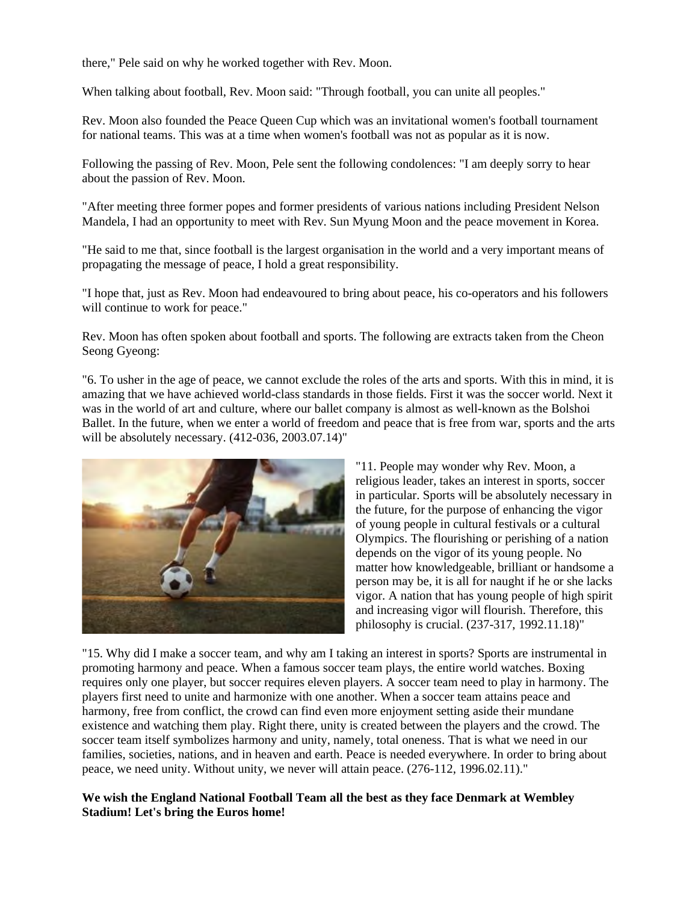there," Pele said on why he worked together with Rev. Moon.

When talking about football, Rev. Moon said: "Through football, you can unite all peoples."

Rev. Moon also founded the Peace Queen Cup which was an invitational women's football tournament for national teams. This was at a time when women's football was not as popular as it is now.

Following the passing of Rev. Moon, Pele sent the following condolences: "I am deeply sorry to hear about the passion of Rev. Moon.

"After meeting three former popes and former presidents of various nations including President Nelson Mandela, I had an opportunity to meet with Rev. Sun Myung Moon and the peace movement in Korea.

"He said to me that, since football is the largest organisation in the world and a very important means of propagating the message of peace, I hold a great responsibility.

"I hope that, just as Rev. Moon had endeavoured to bring about peace, his co-operators and his followers will continue to work for peace."

Rev. Moon has often spoken about football and sports. The following are extracts taken from the Cheon Seong Gyeong:

"6. To usher in the age of peace, we cannot exclude the roles of the arts and sports. With this in mind, it is amazing that we have achieved world-class standards in those fields. First it was the soccer world. Next it was in the world of art and culture, where our ballet company is almost as well-known as the Bolshoi Ballet. In the future, when we enter a world of freedom and peace that is free from war, sports and the arts will be absolutely necessary. (412-036, 2003.07.14)"

"11. People may wonder why Rev. Moon, a religious leader, takes an interest in sports, soccer in particular. Sports will be absolutely necessary in the future, for the purpose of enhancing the vigor of young people in cultural festivals or a cultural Olympics. The flourishing or perishing of a nation depends on the vigor of its young people. No matter how knowledgeable, brilliant or handsome a person may be, it is all for naught if he or she lacks vigor. A nation that has young people of high spirit and increasing vigor will flourish. Therefore, this philosophy is crucial. (237-317, 1992.11.18)"

"15. Why did I make a soccer team, and why am I taking an interest in sports? Sports are instrumental in promoting harmony and peace. When a famous soccer team plays, the entire world watches. Boxing requires only one player, but soccer requires eleven players. A soccer team need to play in harmony. The players first need to unite and harmonize with one another. When a soccer team attains peace and harmony, free from conflict, the crowd can find even more enjoyment setting aside their mundane existence and watching them play. Right there, unity is created between the players and the crowd. The soccer team itself symbolizes harmony and unity, namely, total oneness. That is what we need in our families, societies, nations, and in heaven and earth. Peace is needed everywhere. In order to bring about peace, we need unity. Without unity, we never will attain peace. (276-112, 1996.02.11)."

**We wish the England National Football Team all the best as they face Denmark at Wembley Stadium! Let's bring the Euros home!**